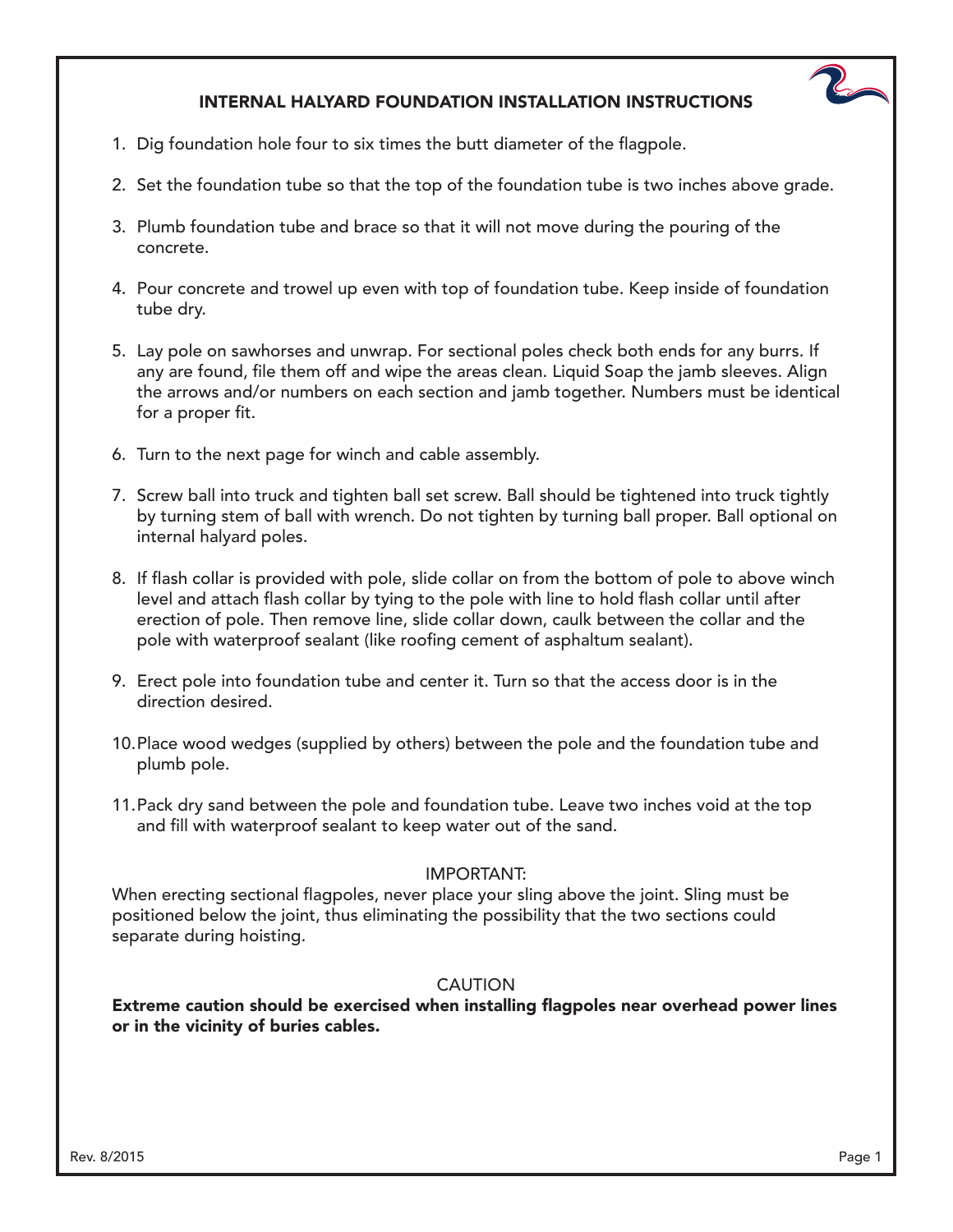# INTERNAL HALYARD FOUNDATION INSTALLATION INSTRUCTIONS

1. Dig foundation hole four to six times the butt diameter of the flagpole.

2. Set the foundation tube so that the top of the foundation tube is two inches above grade.

3. Plumb foundation tube and brace so that it will not move during the pouring of the concrete.

4. Pour concrete and trowel up even with top of foundation tube. Keep inside of foundation tube dry.

5. Lay pole on sawhorses and unwrap. For sectional poles check both ends for any burrs. If any are found, file them off and wipe the areas clean. Liquid Soap the jamb sleeves. Align the arrows and/or numbers on each section and jamb together. Numbers must be identical for a proper fit.

6. Turn to the next page for winch and cable assembly.

7. Screw ball into truck and tighten ball set screw. Ball should be tightened into truck tightly by turning stem of ball with wrench. Do not tighten by turning ball proper. Ball optional on internal halyard poles.

8. If flash collar is provided with pole, slide collar on from the bottom of pole to above winch level and attach flash collar by tying to the pole with line to hold flash collar until after erection of pole. Then remove line, slide collar down, caulk between the collar and the pole with waterproof sealant (like roofing cement of asphaltum sealant).

9. Erect pole into foundation tube and center it. Turn so that the access door is in the direction desired.

10. Place wood wedges (supplied by others) between the pole and the foundation tube and plumb pole.

11. Pack dry sand between the pole and foundation tube. Leave two inches void at the top and fill with waterproof sealant to keep water out of the sand.

IMPORTANT:

When erecting sectional flagpoles, never place your sling above the joint. Sling must be positioned below the joint, thus eliminating the possibility that the two sections could separate during hoisting.

CAUTION

**Extreme caution should be exercised when installing flagpoles near overhead power lines or in the vicinity of buries cables.**

Rev. 8/2015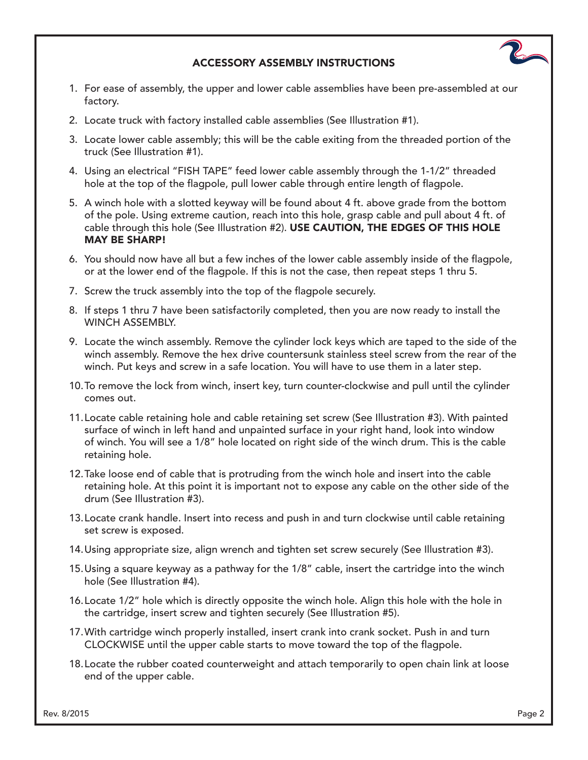## ACCESSORY ASSEMBLY INSTRUCTIONS

1. For ease of assembly, the upper and lower cable assemblies have been pre-assembled at our factory.
2. Locate truck with factory installed cable assemblies (See Illustration #1).
3. Locate lower cable assembly; this will be the cable exiting from the threaded portion of the truck (See Illustration #1).
4. Using an electrical "FISH TAPE" feed lower cable assembly through the 1-1/2" threaded hole at the top of the flagpole, pull lower cable through entire length of flagpole.
5. A winch hole with a slotted keyway will be found about 4 ft. above grade from the bottom of the pole. Using extreme caution, reach into this hole, grasp cable and pull about 4 ft. of cable through this hole (See Illustration #2). **USE CAUTION, THE EDGES OF THIS HOLE MAY BE SHARP!**
6. You should now have all but a few inches of the lower cable assembly inside of the flagpole, or at the lower end of the flagpole. If this is not the case, then repeat steps 1 thru 5.
7. Screw the truck assembly into the top of the flagpole securely.
8. If steps 1 thru 7 have been satisfactorily completed, then you are now ready to install the WINCH ASSEMBLY.
9. Locate the winch assembly. Remove the cylinder lock keys which are taped to the side of the winch assembly. Remove the hex drive countersunk stainless steel screw from the rear of the winch. Put keys and screw in a safe location. You will have to use them in a later step.
10. To remove the lock from winch, insert key, turn counter-clockwise and pull until the cylinder comes out.
11. Locate cable retaining hole and cable retaining set screw (See Illustration #3). With painted surface of winch in left hand and unpainted surface in your right hand, look into window of winch. You will see a 1/8" hole located on right side of the winch drum. This is the cable retaining hole.
12. Take loose end of cable that is protruding from the winch hole and insert into the cable retaining hole. At this point it is important not to expose any cable on the other side of the drum (See Illustration #3).
13. Locate crank handle. Insert into recess and push in and turn clockwise until cable retaining set screw is exposed.
14. Using appropriate size, align wrench and tighten set screw securely (See Illustration #3).
15. Using a square keyway as a pathway for the 1/8" cable, insert the cartridge into the winch hole (See Illustration #4).
16. Locate 1/2" hole which is directly opposite the winch hole. Align this hole with the hole in the cartridge, insert screw and tighten securely (See Illustration #5).
17. With cartridge winch properly installed, insert crank into crank socket. Push in and turn CLOCKWISE until the upper cable starts to move toward the top of the flagpole.
18. Locate the rubber coated counterweight and attach temporarily to open chain link at loose end of the upper cable.

Rev. 8/2015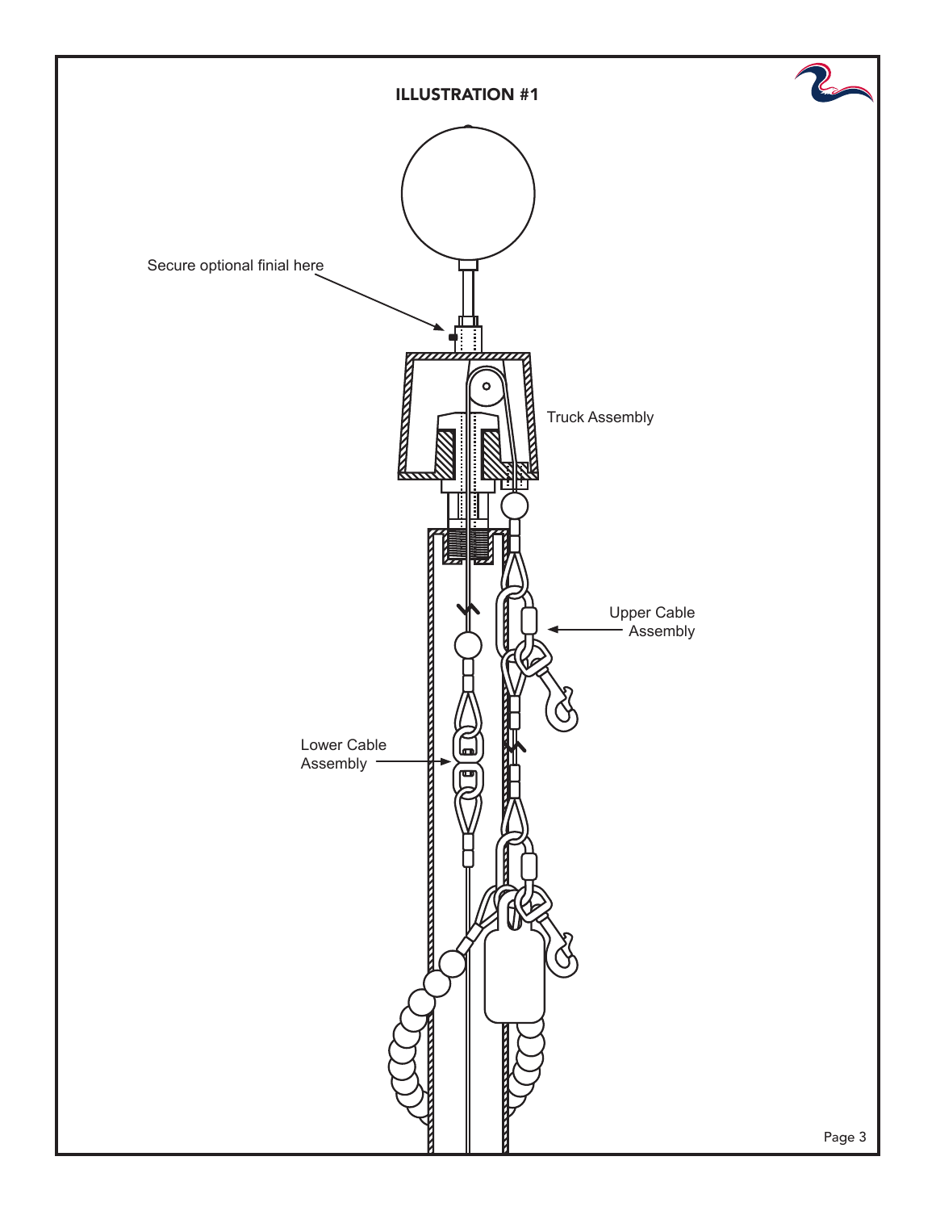## ILLUSTRATION #1

Secure optional finial here

Truck Assembly

Upper Cable Assembly

Lower Cable Assembly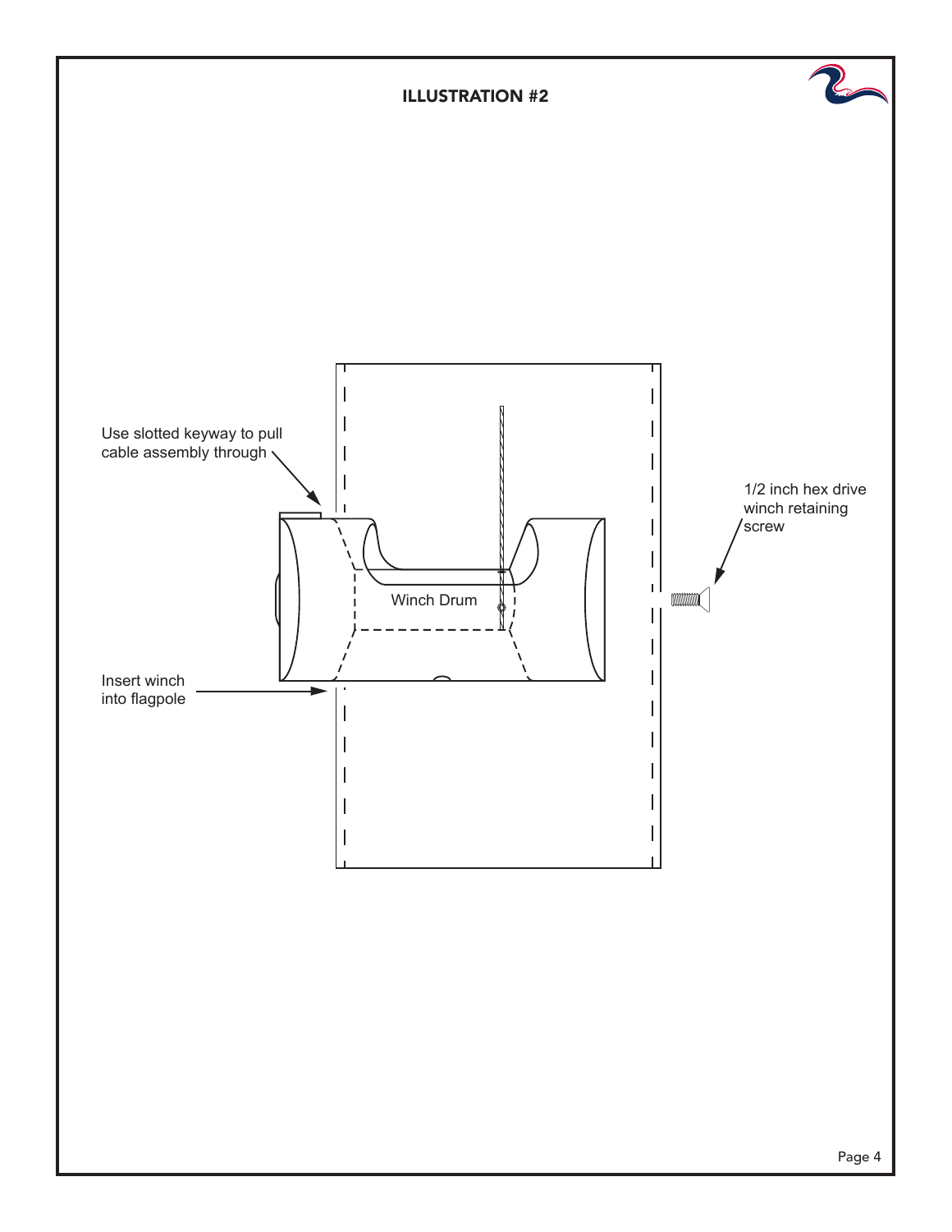## ILLUSTRATION #2

Use slotted keyway to pull cable assembly through

1/2 inch hex drive winch retaining screw

Winch Drum

Insert winch into flagpole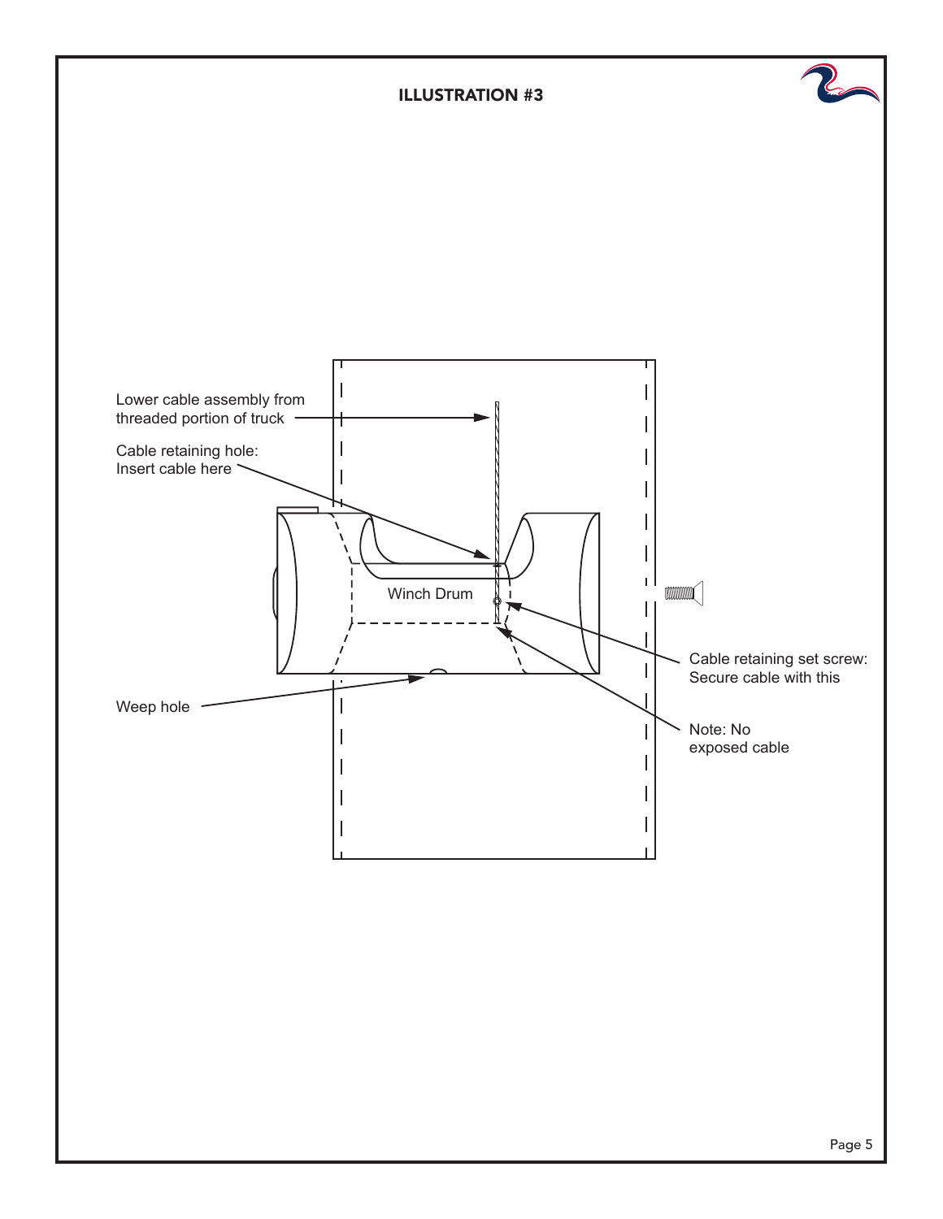## ILLUSTRATION #3

Lower cable assembly from threaded portion of truck

Cable retaining hole: Insert cable here

Winch Drum

Cable retaining set screw: Secure cable with this

Weep hole

Note: No exposed cable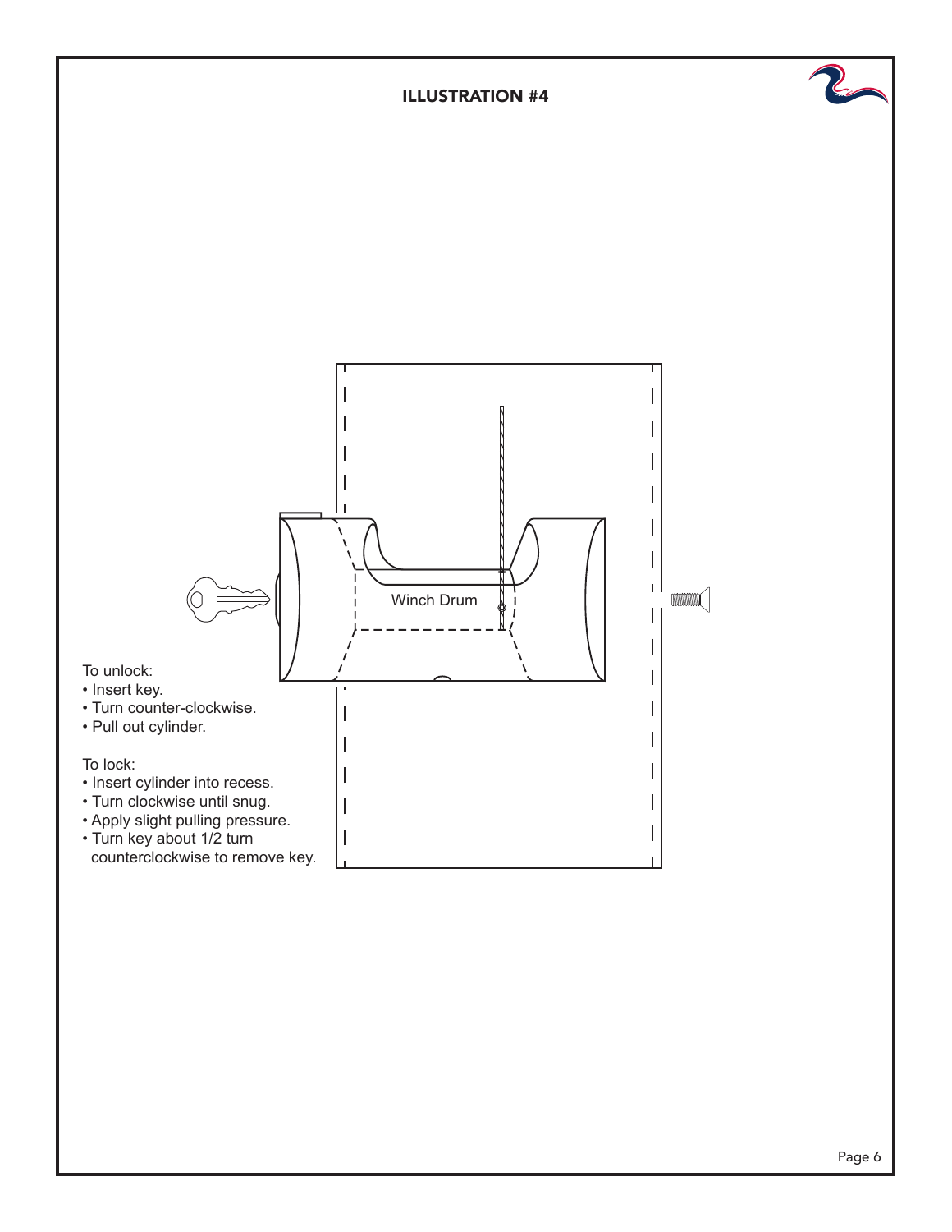## ILLUSTRATION #4

Winch Drum

To unlock:

- Insert key.
- Turn counter-clockwise.
- Pull out cylinder.

To lock:

- Insert cylinder into recess.
- Turn clockwise until snug.
- Apply slight pulling pressure.
- Turn key about 1/2 turn counterclockwise to remove key.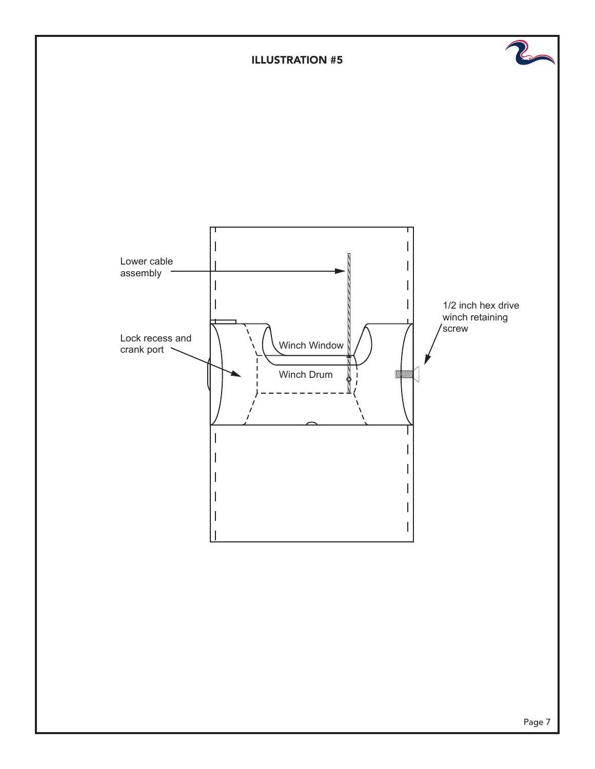## ILLUSTRATION #5

Lower cable assembly

Lock recess and crank port

Winch Window

Winch Drum

1/2 inch hex drive winch retaining screw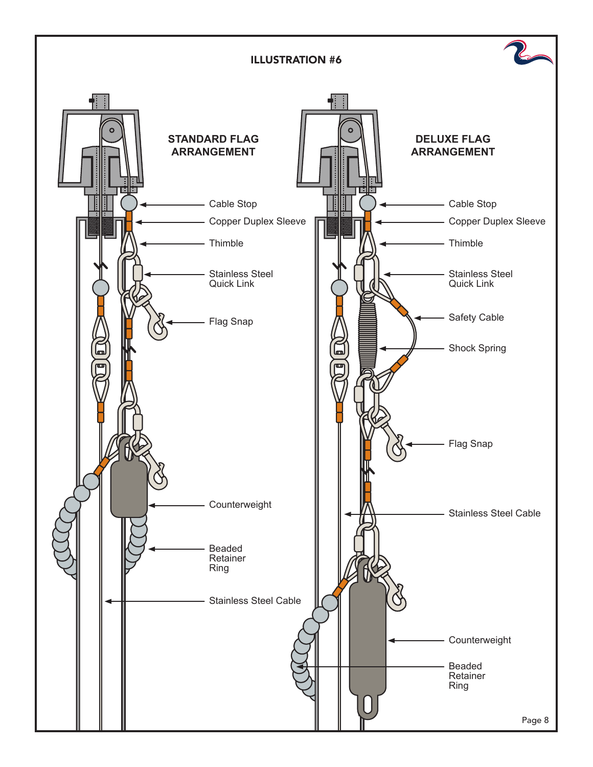# ILLUSTRATION #6

## STANDARD FLAG ARRANGEMENT

Cable Stop

Copper Duplex Sleeve

Thimble

Stainless Steel Quick Link

Flag Snap

Counterweight

Beaded Retainer Ring

Stainless Steel Cable

## DELUXE FLAG ARRANGEMENT

Cable Stop

Copper Duplex Sleeve

Thimble

Stainless Steel Quick Link

Safety Cable

Shock Spring

Flag Snap

Stainless Steel Cable

Counterweight

Beaded Retainer Ring